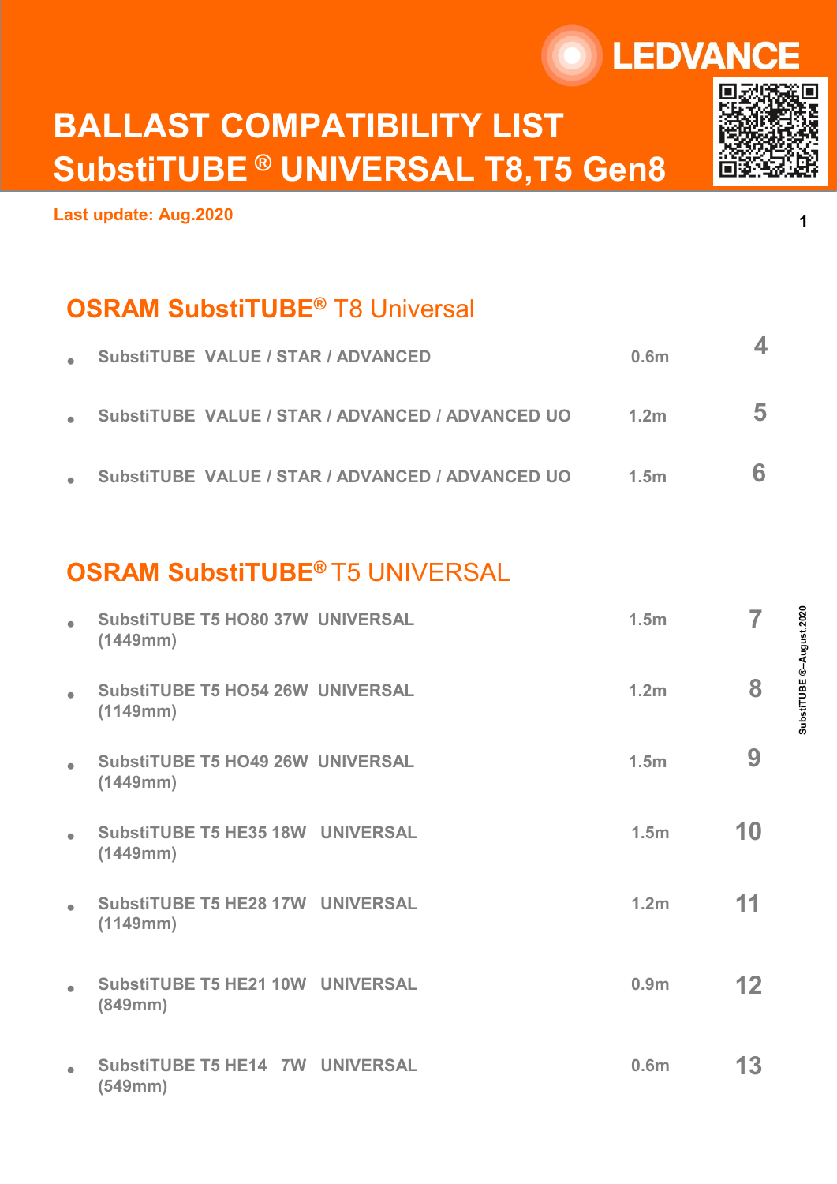# BALLAST COMPATIBILITY LIST
# SubstiTUBE® UNIVERSAL T8,T5 Gen8

**Last update: Aug.2020**

## OSRAM SubstiTUBE® T8 Universal

| Product | Length | Page |
|---|---|---|
| SubstiTUBE VALUE / STAR / ADVANCED | 0.6m | 4 |
| SubstiTUBE VALUE / STAR / ADVANCED / ADVANCED UO | 1.2m | 5 |
| SubstiTUBE VALUE / STAR / ADVANCED / ADVANCED UO | 1.5m | 6 |

## OSRAM SubstiTUBE® T5 UNIVERSAL

| Product | Length | Page |
|---|---|---|
| SubstiTUBE T5 HO80 37W UNIVERSAL (1449mm) | 1.5m | 7 |
| SubstiTUBE T5 HO54 26W UNIVERSAL (1149mm) | 1.2m | 8 |
| SubstiTUBE T5 HO49 26W UNIVERSAL (1449mm) | 1.5m | 9 |
| SubstiTUBE T5 HE35 18W UNIVERSAL (1449mm) | 1.5m | 10 |
| SubstiTUBE T5 HE28 17W UNIVERSAL (1149mm) | 1.2m | 11 |
| SubstiTUBE T5 HE21 10W UNIVERSAL (849mm) | 0.9m | 12 |
| SubstiTUBE T5 HE14 7W UNIVERSAL (549mm) | 0.6m | 13 |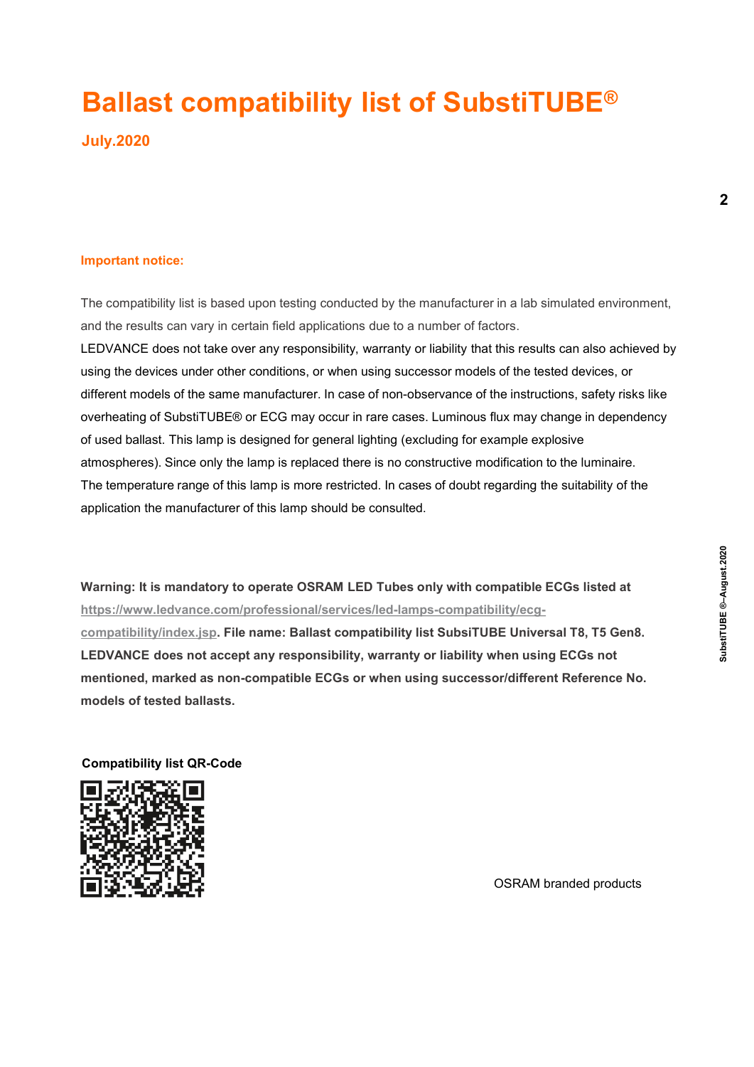# Ballast compatibility list of SubstiTUBE®

**July.2020**

**Important notice:**

The compatibility list is based upon testing conducted by the manufacturer in a lab simulated environment, and the results can vary in certain field applications due to a number of factors.
LEDVANCE does not take over any responsibility, warranty or liability that this results can also achieved by using the devices under other conditions, or when using successor models of the tested devices, or different models of the same manufacturer. In case of non-observance of the instructions, safety risks like overheating of SubstiTUBE® or ECG may occur in rare cases. Luminous flux may change in dependency of used ballast. This lamp is designed for general lighting (excluding for example explosive atmospheres). Since only the lamp is replaced there is no constructive modification to the luminaire.
The temperature range of this lamp is more restricted. In cases of doubt regarding the suitability of the application the manufacturer of this lamp should be consulted.

**Warning: It is mandatory to operate OSRAM LED Tubes only with compatible ECGs listed at https://www.ledvance.com/professional/services/led-lamps-compatibility/ecg-compatibility/index.jsp. File name: Ballast compatibility list SubsiTUBE Universal T8, T5 Gen8. LEDVANCE does not accept any responsibility, warranty or liability when using ECGs not mentioned, marked as non-compatible ECGs or when using successor/different Reference No. models of tested ballasts.**

**Compatibility list QR-Code**

OSRAM branded products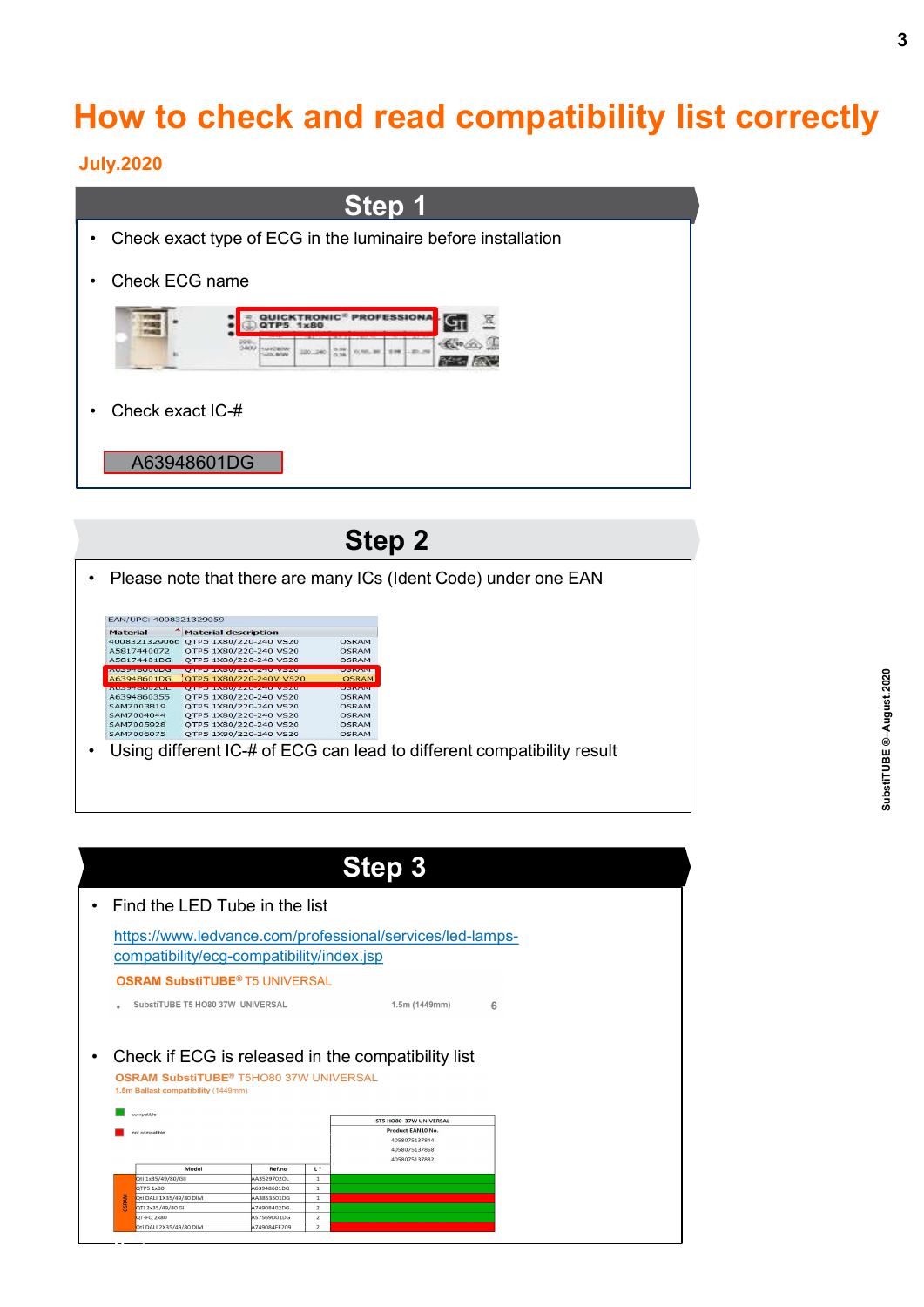# How to check and read compatibility list correctly

**July.2020**

## Step 1

- Check exact type of ECG in the luminaire before installation
- Check ECG name

QUICKTRONIC® PROFESSIONAL QTP5 1x80

- Check exact IC-#

A63948601DG

## Step 2

- Please note that there are many ICs (Ident Code) under one EAN

EAN/UPC: 4008321329059

| Material | Material description | |
|---|---|---|
| 4008321329066 | QTP5 1X80/220-240 VS20 | OSRAM |
| A5817440072 | QTP5 1X80/220-240 VS20 | OSRAM |
| A58174401DG | QTP5 1X80/220-240 VS20 | OSRAM |
| A63948601DG | QTP5 1X80/220-240V VS20 | OSRAM |
| A63948603SS | QTP5 1X80/220-240 VS20 | OSRAM |
| SAM7003819 | QTP5 1X80/220-240 VS20 | OSRAM |
| SAM7004044 | QTP5 1X80/220-240 VS20 | OSRAM |
| SAM7005928 | QTP5 1X80/220-240 VS20 | OSRAM |
| SAM7006075 | QTP5 1X80/220-240 VS20 | OSRAM |

- Using different IC-# of ECG can lead to different compatibility result

## Step 3

- Find the LED Tube in the list

https://www.ledvance.com/professional/services/led-lamps-compatibility/ecg-compatibility/index.jsp

**OSRAM SubstiTUBE®** T5 UNIVERSAL

- SubstiTUBE T5 HO80 37W UNIVERSAL — 1.5m (1449mm) — 6

- Check if ECG is released in the compatibility list

**OSRAM SubstiTUBE®** T5HO80 37W UNIVERSAL

1.5m Ballast compatibility (1449mm)

compatible (green) / not compatible (red)

T5 HO80 37W UNIVERSAL — Product EAN10 No.: 4058075137844, 4058075137868, 4058075137882

| | Model | Ref.no | L* | Result |
|---|---|---|---|---|
| OSRAM | QTi 1x35/49/80/GII | AA35297020L | 1 | compatible |
| | QTP5 1x80 | A63948601DG | 1 | compatible |
| | QTi DALI 1X35/49/80 DIM | AA38535010G | 1 | not compatible |
| | QTi 2x35/49/80 GII | A74908402DG | 2 | compatible |
| | QT-FQ 2x80 | A57569001DG | 2 | compatible |
| | QTi DALI 2X35/49/80 DIM | A74908EE209 | 2 | not compatible |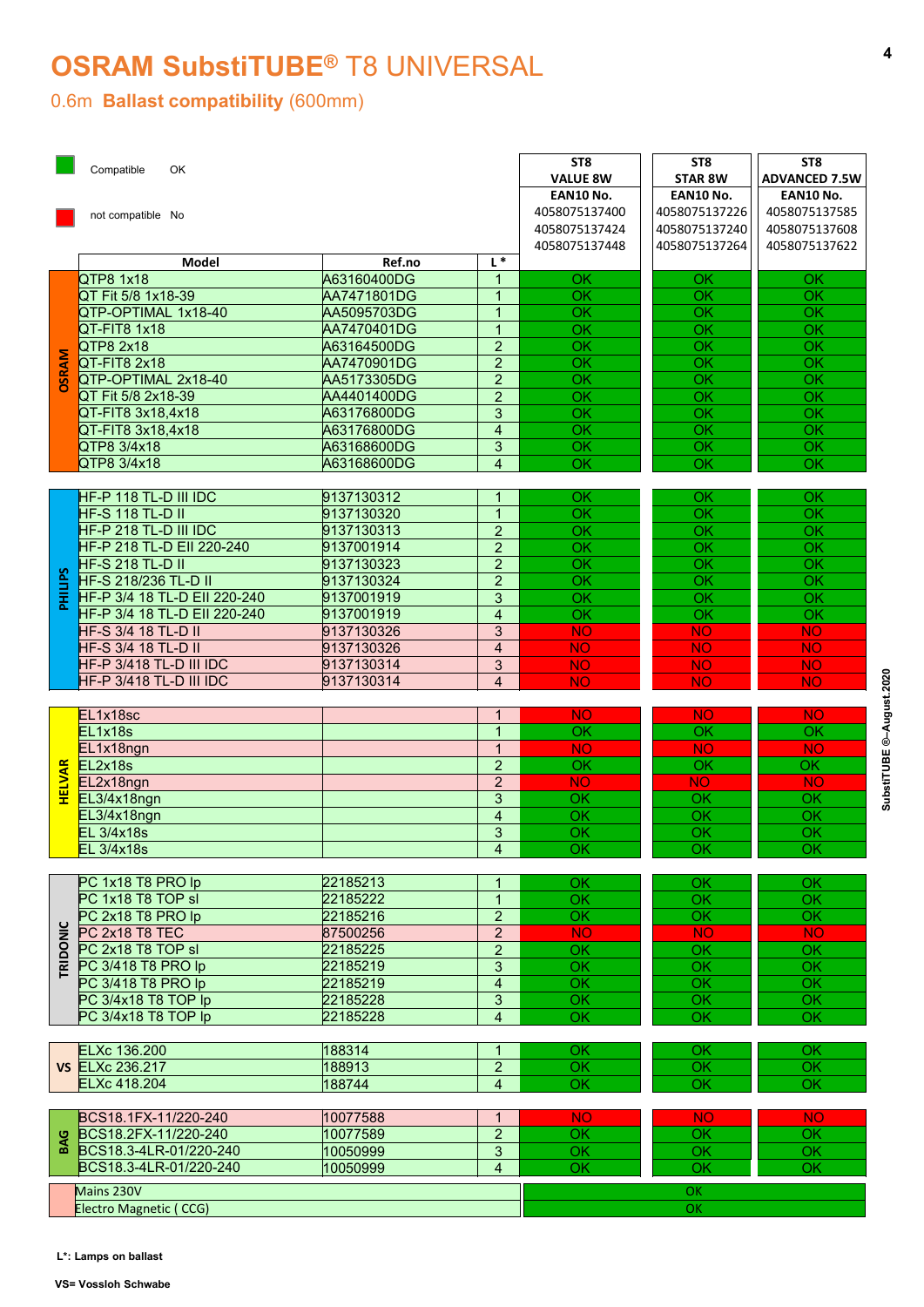# OSRAM SubstiTUBE® T8 UNIVERSAL

## 0.6m **Ballast compatibility** (600mm)

Compatible OK

not compatible No

| Manufacturer | Model | Ref.no | L * | ST8 VALUE 8W EAN10 No. 4058075137400 4058075137424 4058075137448 | ST8 STAR 8W EAN10 No. 4058075137226 4058075137240 4058075137264 | ST8 ADVANCED 7.5W EAN10 No. 4058075137585 4058075137608 4058075137622 |
|---|---|---|---|---|---|---|
| OSRAM | QTP8 1x18 | A63160400DG | 1 | OK | OK | OK |
| OSRAM | QT Fit 5/8 1x18-39 | AA7471801DG | 1 | OK | OK | OK |
| OSRAM | QTP-OPTIMAL 1x18-40 | AA5095703DG | 1 | OK | OK | OK |
| OSRAM | QT-FIT8 1x18 | AA7470401DG | 1 | OK | OK | OK |
| OSRAM | QTP8 2x18 | A63164500DG | 2 | OK | OK | OK |
| OSRAM | QT-FIT8 2x18 | AA7470901DG | 2 | OK | OK | OK |
| OSRAM | QTP-OPTIMAL 2x18-40 | AA5173305DG | 2 | OK | OK | OK |
| OSRAM | QT Fit 5/8 2x18-39 | AA4401400DG | 2 | OK | OK | OK |
| OSRAM | QT-FIT8 3x18,4x18 | A63176800DG | 3 | OK | OK | OK |
| OSRAM | QT-FIT8 3x18,4x18 | A63176800DG | 4 | OK | OK | OK |
| OSRAM | QTP8 3/4x18 | A63168600DG | 3 | OK | OK | OK |
| OSRAM | QTP8 3/4x18 | A63168600DG | 4 | OK | OK | OK |
| PHILIPS | HF-P 118 TL-D III IDC | 9137130312 | 1 | OK | OK | OK |
| PHILIPS | HF-S 118 TL-D II | 9137130320 | 1 | OK | OK | OK |
| PHILIPS | HF-P 218 TL-D III IDC | 9137130313 | 2 | OK | OK | OK |
| PHILIPS | HF-P 218 TL-D EII 220-240 | 9137001914 | 2 | OK | OK | OK |
| PHILIPS | HF-S 218 TL-D II | 9137130323 | 2 | OK | OK | OK |
| PHILIPS | HF-S 218/236 TL-D II | 9137130324 | 2 | OK | OK | OK |
| PHILIPS | HF-P 3/4 18 TL-D EII 220-240 | 9137001919 | 3 | OK | OK | OK |
| PHILIPS | HF-P 3/4 18 TL-D EII 220-240 | 9137001919 | 4 | OK | OK | OK |
| PHILIPS | HF-S 3/4 18 TL-D II | 9137130326 | 3 | NO | NO | NO |
| PHILIPS | HF-S 3/4 18 TL-D II | 9137130326 | 4 | NO | NO | NO |
| PHILIPS | HF-P 3/418 TL-D III IDC | 9137130314 | 3 | NO | NO | NO |
| PHILIPS | HF-P 3/418 TL-D III IDC | 9137130314 | 4 | NO | NO | NO |
| HELVAR | EL1x18sc | | 1 | NO | NO | NO |
| HELVAR | EL1x18s | | 1 | OK | OK | OK |
| HELVAR | EL1x18ngn | | 1 | NO | NO | NO |
| HELVAR | EL2x18s | | 2 | OK | OK | OK |
| HELVAR | EL2x18ngn | | 2 | NO | NO | NO |
| HELVAR | EL3/4x18ngn | | 3 | OK | OK | OK |
| HELVAR | EL3/4x18ngn | | 4 | OK | OK | OK |
| HELVAR | EL 3/4x18s | | 3 | OK | OK | OK |
| HELVAR | EL 3/4x18s | | 4 | OK | OK | OK |
| TRIDONIC | PC 1x18 T8 PRO lp | 22185213 | 1 | OK | OK | OK |
| TRIDONIC | PC 1x18 T8 TOP sl | 22185222 | 1 | OK | OK | OK |
| TRIDONIC | PC 2x18 T8 PRO lp | 22185216 | 2 | OK | OK | OK |
| TRIDONIC | PC 2x18 T8 TEC | 87500256 | 2 | NO | NO | NO |
| TRIDONIC | PC 2x18 T8 TOP sl | 22185225 | 2 | OK | OK | OK |
| TRIDONIC | PC 3/418 T8 PRO lp | 22185219 | 3 | OK | OK | OK |
| TRIDONIC | PC 3/418 T8 PRO lp | 22185219 | 4 | OK | OK | OK |
| TRIDONIC | PC 3/4x18 T8 TOP lp | 22185228 | 3 | OK | OK | OK |
| TRIDONIC | PC 3/4x18 T8 TOP lp | 22185228 | 4 | OK | OK | OK |
| VS | ELXc 136.200 | 188314 | 1 | OK | OK | OK |
| VS | ELXc 236.217 | 188913 | 2 | OK | OK | OK |
| VS | ELXc 418.204 | 188744 | 4 | OK | OK | OK |
| BAG | BCS18.1FX-11/220-240 | 10077588 | 1 | NO | NO | NO |
| BAG | BCS18.2FX-11/220-240 | 10077589 | 2 | OK | OK | OK |
| BAG | BCS18.3-4LR-01/220-240 | 10050999 | 3 | OK | OK | OK |
| BAG | BCS18.3-4LR-01/220-240 | 10050999 | 4 | OK | OK | OK |
| | Mains 230V | | | OK | | |
| | Electro Magnetic ( CCG) | | | OK | | |

**L*: Lamps on ballast**

**VS= Vossloh Schwabe**

SubstiTUBE ®–August.2020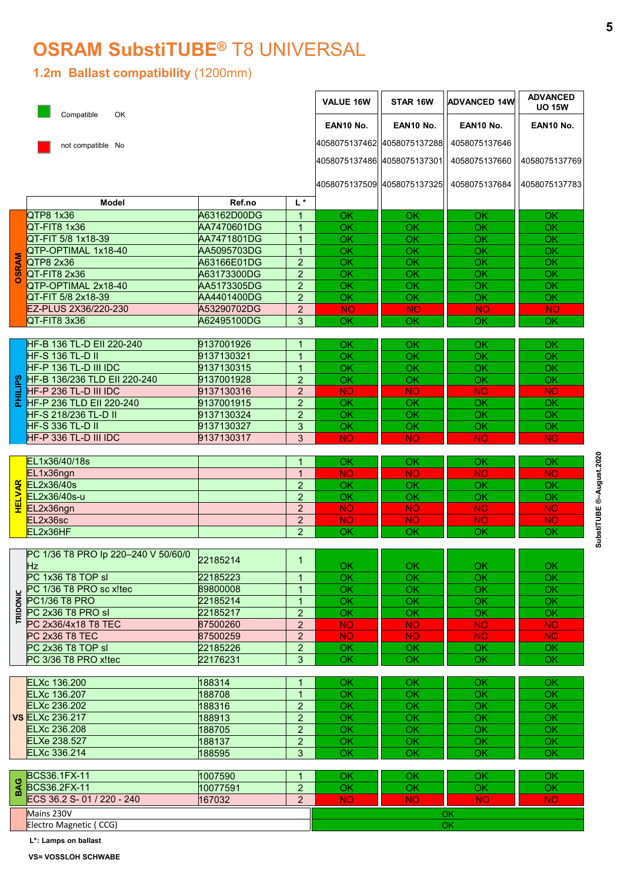# OSRAM SubstiTUBE® T8 UNIVERSAL

## 1.2m Ballast compatibility (1200mm)

| Legend | |
|---|---|
| Compatible | OK |
| not compatible | No |

| Brand | Model | Ref.no | L * | VALUE 16W | STAR 16W | ADVANCED 14W | ADVANCED UO 15W |
|---|---|---|---|---|---|---|---|
| | | | | EAN10 No. | EAN10 No. | EAN10 No. | EAN10 No. |
| | | | | 4058075137462 | 4058075137288 | 4058075137646 | |
| | | | | 4058075137486 | 4058075137301 | 4058075137660 | 4058075137769 |
| | | | | 4058075137509 | 4058075137325 | 4058075137684 | 4058075137783 |
| OSRAM | QTP8 1x36 | A63162D00DG | 1 | OK | OK | OK | OK |
| OSRAM | QT-FIT8 1x36 | AA7470601DG | 1 | OK | OK | OK | OK |
| OSRAM | QT-FIT 5/8 1x18-39 | AA7471801DG | 1 | OK | OK | OK | OK |
| OSRAM | QTP-OPTIMAL 1x18-40 | AA5095703DG | 1 | OK | OK | OK | OK |
| OSRAM | QTP8 2x36 | A63166E01DG | 2 | OK | OK | OK | OK |
| OSRAM | QT-FIT8 2x36 | A63173300DG | 2 | OK | OK | OK | OK |
| OSRAM | QTP-OPTIMAL 2x18-40 | AA5173305DG | 2 | OK | OK | OK | OK |
| OSRAM | QT-FIT 5/8 2x18-39 | AA4401400DG | 2 | OK | OK | OK | OK |
| OSRAM | EZ-PLUS 2X36/220-230 | A53290702DG | 2 | NO | NO | NO | NO |
| OSRAM | QT-FIT8 3x36 | A62495100DG | 3 | OK | OK | OK | OK |
| PHILIPS | HF-B 136 TL-D EII 220-240 | 9137001926 | 1 | OK | OK | OK | OK |
| PHILIPS | HF-S 136 TL-D II | 9137130321 | 1 | OK | OK | OK | OK |
| PHILIPS | HF-P 136 TL-D III IDC | 9137130315 | 1 | OK | OK | OK | OK |
| PHILIPS | HF-B 136/236 TLD EII 220-240 | 9137001928 | 2 | OK | OK | OK | OK |
| PHILIPS | HF-P 236 TL-D III IDC | 9137130316 | 2 | NO | NO | NO | NO |
| PHILIPS | HF-P 236 TLD EII 220-240 | 9137001915 | 2 | OK | OK | OK | OK |
| PHILIPS | HF-S 218/236 TL-D II | 9137130324 | 2 | OK | OK | OK | OK |
| PHILIPS | HF-S 336 TL-D II | 9137130327 | 3 | OK | OK | OK | OK |
| PHILIPS | HF-P 336 TL-D III IDC | 9137130317 | 3 | NO | NO | NO | NO |
| HELVAR | EL1x36/40/18s | | 1 | OK | OK | OK | OK |
| HELVAR | EL1x36ngn | | 1 | NO | NO | NO | NO |
| HELVAR | EL2x36/40s | | 2 | OK | OK | OK | OK |
| HELVAR | EL2x36/40s-u | | 2 | OK | OK | OK | OK |
| HELVAR | EL2x36ngn | | 2 | NO | NO | NO | NO |
| HELVAR | EL2x36sc | | 2 | NO | NO | NO | NO |
| HELVAR | EL2x36HF | | 2 | OK | OK | OK | OK |
| TRIDONIC | PC 1/36 T8 PRO lp 220–240 V 50/60/0 Hz | 22185214 | 1 | OK | OK | OK | OK |
| TRIDONIC | PC 1x36 T8 TOP sl | 22185223 | 1 | OK | OK | OK | OK |
| TRIDONIC | PC 1/36 T8 PRO sc x!tec | 89800008 | 1 | OK | OK | OK | OK |
| TRIDONIC | PC1/36 T8 PRO | 22185214 | 1 | OK | OK | OK | OK |
| TRIDONIC | PC 2x36 T8 PRO sl | 22185217 | 2 | OK | OK | OK | OK |
| TRIDONIC | PC 2x36/4x18 T8 TEC | 87500260 | 2 | NO | NO | NO | NO |
| TRIDONIC | PC 2x36 T8 TEC | 87500259 | 2 | NO | NO | NO | NO |
| TRIDONIC | PC 2x36 T8 TOP sl | 22185226 | 2 | OK | OK | OK | OK |
| TRIDONIC | PC 3/36 T8 PRO x!tec | 22176231 | 3 | OK | OK | OK | OK |
| VS | ELXc 136.200 | 188314 | 1 | OK | OK | OK | OK |
| VS | ELXc 136.207 | 188708 | 1 | OK | OK | OK | OK |
| VS | ELXc 236.202 | 188316 | 2 | OK | OK | OK | OK |
| VS | ELXc 236.217 | 188913 | 2 | OK | OK | OK | OK |
| VS | ELXc 236.208 | 188705 | 2 | OK | OK | OK | OK |
| VS | ELXe 238.527 | 188137 | 2 | OK | OK | OK | OK |
| VS | ELXc 336.214 | 188595 | 3 | OK | OK | OK | OK |
| BAG | BCS36.1FX-11 | 1007590 | 1 | OK | OK | OK | OK |
| BAG | BCS36.2FX-11 | 10077591 | 2 | OK | OK | OK | OK |
| BAG | ECS 36.2 S- 01 / 220 - 240 | 167032 | 2 | NO | NO | NO | NO |
| | Mains 230V | | | OK | | | |
| | Electro Magnetic ( CCG) | | | OK | | | |

**L*: Lamps on ballast**

**VS= VOSSLOH SCHWABE**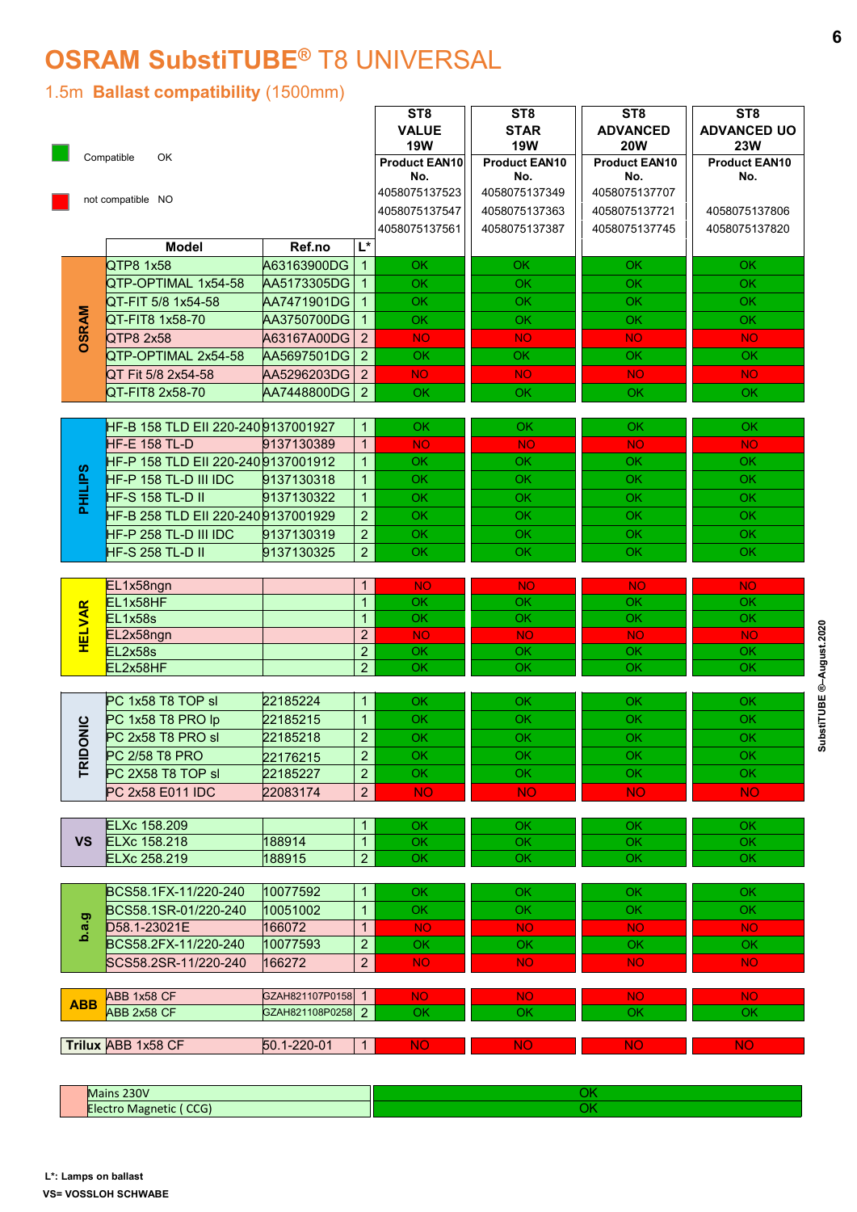# OSRAM SubstiTUBE® T8 UNIVERSAL

## 1.5m **Ballast compatibility** (1500mm)

| Compatible | OK |
|---|---|
| not compatible | NO |

| Brand | Model | Ref.no | L* | ST8 VALUE 19W | ST8 STAR 19W | ST8 ADVANCED 20W | ST8 ADVANCED UO 23W |
|---|---|---|---|---|---|---|---|
| | | | | Product EAN10 No. | Product EAN10 No. | Product EAN10 No. | Product EAN10 No. |
| | | | | 4058075137523 | 4058075137349 | 4058075137707 | |
| | | | | 4058075137547 | 4058075137363 | 4058075137721 | 4058075137806 |
| | | | | 4058075137561 | 4058075137387 | 4058075137745 | 4058075137820 |
| OSRAM | QTP8 1x58 | A63163900DG | 1 | OK | OK | OK | OK |
| OSRAM | QTP-OPTIMAL 1x54-58 | AA5173305DG | 1 | OK | OK | OK | OK |
| OSRAM | QT-FIT 5/8 1x54-58 | AA7471901DG | 1 | OK | OK | OK | OK |
| OSRAM | QT-FIT8 1x58-70 | AA3750700DG | 1 | OK | OK | OK | OK |
| OSRAM | QTP8 2x58 | A63167A00DG | 2 | NO | NO | NO | NO |
| OSRAM | QTP-OPTIMAL 2x54-58 | AA5697501DG | 2 | OK | OK | OK | OK |
| OSRAM | QT Fit 5/8 2x54-58 | AA5296203DG | 2 | NO | NO | NO | NO |
| OSRAM | QT-FIT8 2x58-70 | AA7448800DG | 2 | OK | OK | OK | OK |
| PHILIPS | HF-B 158 TLD EII 220-240 | 9137001927 | 1 | OK | OK | OK | OK |
| PHILIPS | HF-E 158 TL-D | 9137130389 | 1 | NO | NO | NO | NO |
| PHILIPS | HF-P 158 TLD EII 220-240 | 9137001912 | 1 | OK | OK | OK | OK |
| PHILIPS | HF-P 158 TL-D III IDC | 9137130318 | 1 | OK | OK | OK | OK |
| PHILIPS | HF-S 158 TL-D II | 9137130322 | 1 | OK | OK | OK | OK |
| PHILIPS | HF-B 258 TLD EII 220-240 | 9137001929 | 2 | OK | OK | OK | OK |
| PHILIPS | HF-P 258 TL-D III IDC | 9137130319 | 2 | OK | OK | OK | OK |
| PHILIPS | HF-S 258 TL-D II | 9137130325 | 2 | OK | OK | OK | OK |
| HELVAR | EL1x58ngn | | 1 | NO | NO | NO | NO |
| HELVAR | EL1x58HF | | 1 | OK | OK | OK | OK |
| HELVAR | EL1x58s | | 1 | OK | OK | OK | OK |
| HELVAR | EL2x58ngn | | 2 | NO | NO | NO | NO |
| HELVAR | EL2x58s | | 2 | OK | OK | OK | OK |
| HELVAR | EL2x58HF | | 2 | OK | OK | OK | OK |
| TRIDONIC | PC 1x58 T8 TOP sl | 22185224 | 1 | OK | OK | OK | OK |
| TRIDONIC | PC 1x58 T8 PRO lp | 22185215 | 1 | OK | OK | OK | OK |
| TRIDONIC | PC 2x58 T8 PRO sl | 22185218 | 2 | OK | OK | OK | OK |
| TRIDONIC | PC 2/58 T8 PRO | 22176215 | 2 | OK | OK | OK | OK |
| TRIDONIC | PC 2X58 T8 TOP sl | 22185227 | 2 | OK | OK | OK | OK |
| TRIDONIC | PC 2x58 E011 IDC | 22083174 | 2 | NO | NO | NO | NO |
| VS | ELXc 158.209 | | 1 | OK | OK | OK | OK |
| VS | ELXc 158.218 | 188914 | 1 | OK | OK | OK | OK |
| VS | ELXc 258.219 | 188915 | 2 | OK | OK | OK | OK |
| b.a.g | BCS58.1FX-11/220-240 | 10077592 | 1 | OK | OK | OK | OK |
| b.a.g | BCS58.1SR-01/220-240 | 10051002 | 1 | OK | OK | OK | OK |
| b.a.g | D58.1-23021E | 166072 | 1 | NO | NO | NO | NO |
| b.a.g | BCS58.2FX-11/220-240 | 10077593 | 2 | OK | OK | OK | OK |
| b.a.g | SCS58.2SR-11/220-240 | 166272 | 2 | NO | NO | NO | NO |
| ABB | ABB 1x58 CF | GZAH821107P0158 | 1 | NO | NO | NO | NO |
| ABB | ABB 2x58 CF | GZAH821108P0258 | 2 | OK | OK | OK | OK |
| Trilux | ABB 1x58 CF | 50.1-220-01 | 1 | NO | NO | NO | NO |

| | |
|---|---|
| Mains 230V | OK |
| Electro Magnetic ( CCG) | OK |

**L*: Lamps on ballast**

**VS= VOSSLOH SCHWABE**

SubstiTUBE ®–August.2020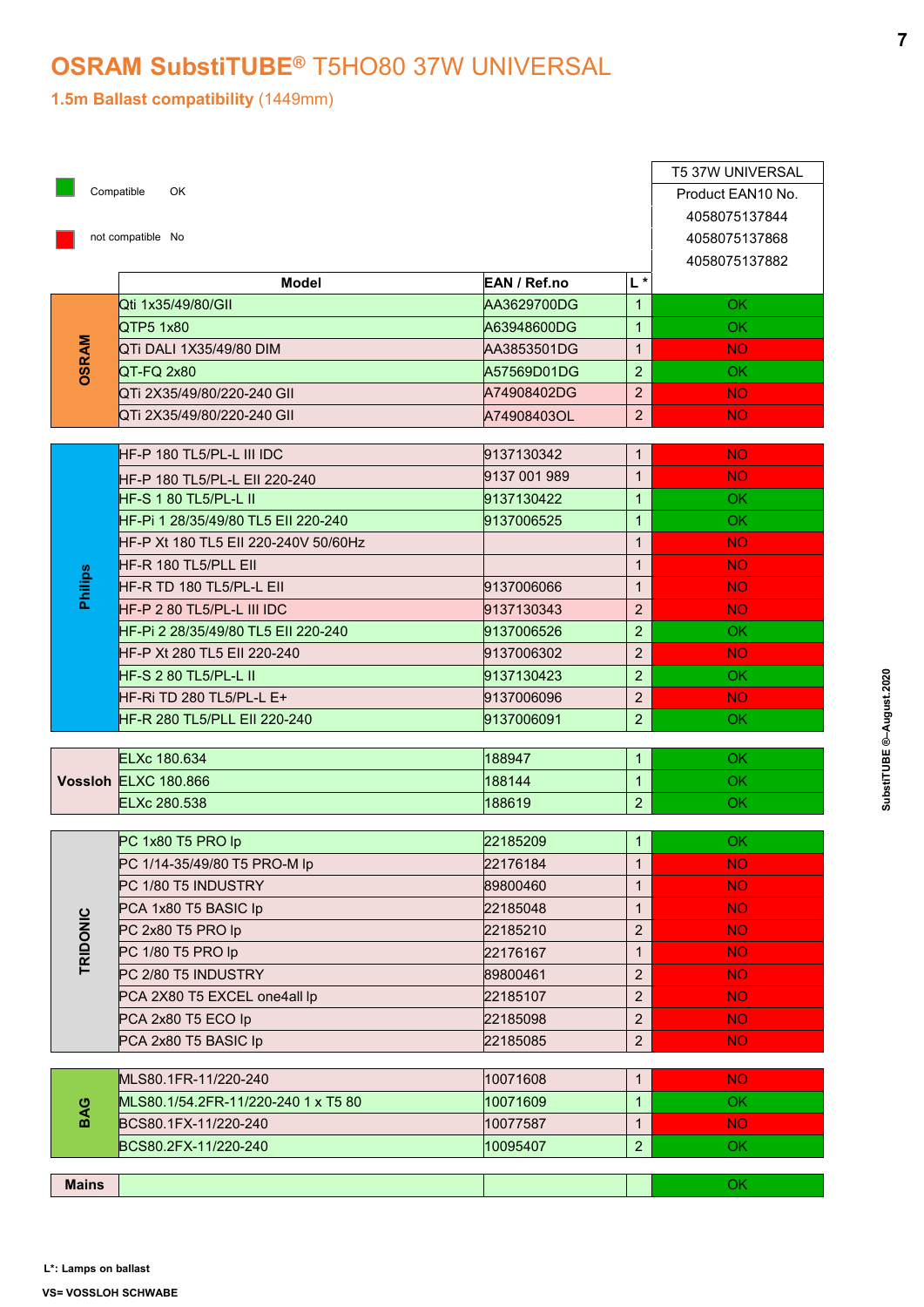# OSRAM SubstiTUBE® T5HO80 37W UNIVERSAL

## 1.5m Ballast compatibility (1449mm)

Compatible OK

not compatible No

| Manufacturer | Model | EAN / Ref.no | L * | T5 37W UNIVERSAL Product EAN10 No. 4058075137844 4058075137868 4058075137882 |
|---|---|---|---|---|
| OSRAM | Qti 1x35/49/80/GII | AA3629700DG | 1 | OK |
| OSRAM | QTP5 1x80 | A63948600DG | 1 | OK |
| OSRAM | QTi DALI 1X35/49/80 DIM | AA3853501DG | 1 | NO |
| OSRAM | QT-FQ 2x80 | A57569D01DG | 2 | OK |
| OSRAM | QTi 2X35/49/80/220-240 GII | A74908402DG | 2 | NO |
| OSRAM | QTi 2X35/49/80/220-240 GII | A74908403OL | 2 | NO |
| Philips | HF-P 180 TL5/PL-L III IDC | 9137130342 | 1 | NO |
| Philips | HF-P 180 TL5/PL-L EII 220-240 | 9137 001 989 | 1 | NO |
| Philips | HF-S 1 80 TL5/PL-L II | 9137130422 | 1 | OK |
| Philips | HF-Pi 1 28/35/49/80 TL5 EII 220-240 | 9137006525 | 1 | OK |
| Philips | HF-P Xt 180 TL5 EII 220-240V 50/60Hz | | 1 | NO |
| Philips | HF-R 180 TL5/PLL EII | | 1 | NO |
| Philips | HF-R TD 180 TL5/PL-L EII | 9137006066 | 1 | NO |
| Philips | HF-P 2 80 TL5/PL-L III IDC | 9137130343 | 2 | NO |
| Philips | HF-Pi 2 28/35/49/80 TL5 EII 220-240 | 9137006526 | 2 | OK |
| Philips | HF-P Xt 280 TL5 EII 220-240 | 9137006302 | 2 | NO |
| Philips | HF-S 2 80 TL5/PL-L II | 9137130423 | 2 | OK |
| Philips | HF-Ri TD 280 TL5/PL-L E+ | 9137006096 | 2 | NO |
| Philips | HF-R 280 TL5/PLL EII 220-240 | 9137006091 | 2 | OK |
| Vossloh | ELXc 180.634 | 188947 | 1 | OK |
| Vossloh | ELXC 180.866 | 188144 | 1 | OK |
| Vossloh | ELXc 280.538 | 188619 | 2 | OK |
| TRIDONIC | PC 1x80 T5 PRO lp | 22185209 | 1 | OK |
| TRIDONIC | PC 1/14-35/49/80 T5 PRO-M lp | 22176184 | 1 | NO |
| TRIDONIC | PC 1/80 T5 INDUSTRY | 89800460 | 1 | NO |
| TRIDONIC | PCA 1x80 T5 BASIC lp | 22185048 | 1 | NO |
| TRIDONIC | PC 2x80 T5 PRO lp | 22185210 | 2 | NO |
| TRIDONIC | PC 1/80 T5 PRO lp | 22176167 | 1 | NO |
| TRIDONIC | PC 2/80 T5 INDUSTRY | 89800461 | 2 | NO |
| TRIDONIC | PCA 2X80 T5 EXCEL one4all lp | 22185107 | 2 | NO |
| TRIDONIC | PCA 2x80 T5 ECO lp | 22185098 | 2 | NO |
| TRIDONIC | PCA 2x80 T5 BASIC lp | 22185085 | 2 | NO |
| BAG | MLS80.1FR-11/220-240 | 10071608 | 1 | NO |
| BAG | MLS80.1/54.2FR-11/220-240 1 x T5 80 | 10071609 | 1 | OK |
| BAG | BCS80.1FX-11/220-240 | 10077587 | 1 | NO |
| BAG | BCS80.2FX-11/220-240 | 10095407 | 2 | OK |
| Mains | | | | OK |

L*: Lamps on ballast

VS= VOSSLOH SCHWABE

SubstiTUBE ®–August.2020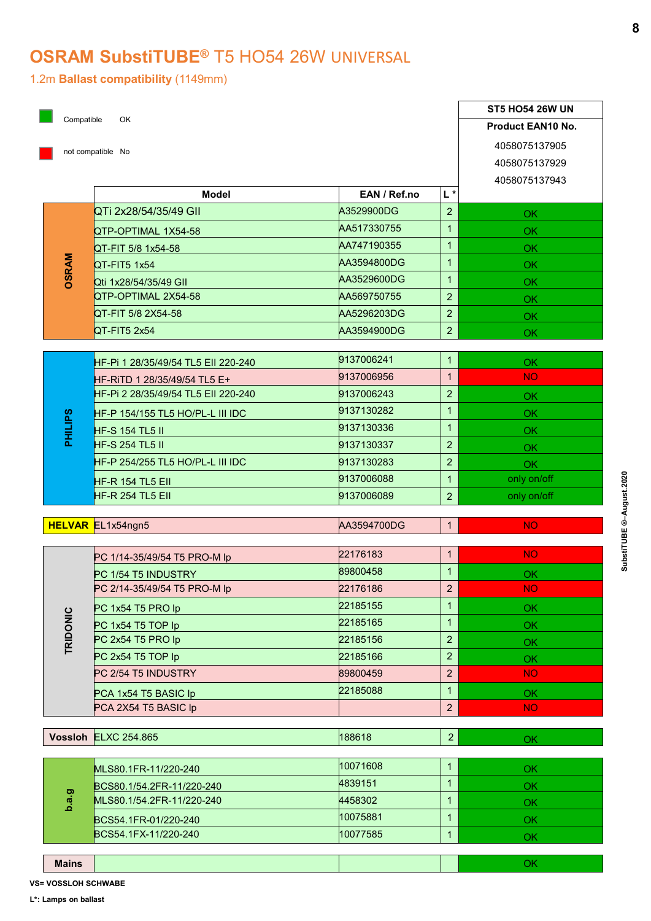# OSRAM SubstiTUBE® T5 HO54 26W UNIVERSAL

## 1.2m Ballast compatibility (1149mm)

| Legend | |
|---|---|
| Compatible | OK |
| not compatible | No |

| Manufacturer | Model | EAN / Ref.no | L * | ST5 HO54 26W UN<br>Product EAN10 No.<br>4058075137905<br>4058075137929<br>4058075137943 |
|---|---|---|---|---|
| OSRAM | QTi 2x28/54/35/49 GII | A3529900DG | 2 | OK |
| OSRAM | QTP-OPTIMAL 1X54-58 | AA517330755 | 1 | OK |
| OSRAM | QT-FIT 5/8 1x54-58 | AA747190355 | 1 | OK |
| OSRAM | QT-FIT5 1x54 | AA3594800DG | 1 | OK |
| OSRAM | Qti 1x28/54/35/49 GII | AA3529600DG | 1 | OK |
| OSRAM | QTP-OPTIMAL 2X54-58 | AA569750755 | 2 | OK |
| OSRAM | QT-FIT 5/8 2X54-58 | AA5296203DG | 2 | OK |
| OSRAM | QT-FIT5 2x54 | AA3594900DG | 2 | OK |
| PHILIPS | HF-Pi 1 28/35/49/54 TL5 EII 220-240 | 9137006241 | 1 | OK |
| PHILIPS | HF-RiTD 1 28/35/49/54 TL5 E+ | 9137006956 | 1 | NO |
| PHILIPS | HF-Pi 2 28/35/49/54 TL5 EII 220-240 | 9137006243 | 2 | OK |
| PHILIPS | HF-P 154/155 TL5 HO/PL-L III IDC | 9137130282 | 1 | OK |
| PHILIPS | HF-S 154 TL5 II | 9137130336 | 1 | OK |
| PHILIPS | HF-S 254 TL5 II | 9137130337 | 2 | OK |
| PHILIPS | HF-P 254/255 TL5 HO/PL-L III IDC | 9137130283 | 2 | OK |
| PHILIPS | HF-R 154 TL5 EII | 9137006088 | 1 | only on/off |
| PHILIPS | HF-R 254 TL5 EII | 9137006089 | 2 | only on/off |
| HELVAR | EL1x54ngn5 | AA3594700DG | 1 | NO |
| TRIDONIC | PC 1/14-35/49/54 T5 PRO-M lp | 22176183 | 1 | NO |
| TRIDONIC | PC 1/54 T5 INDUSTRY | 89800458 | 1 | OK |
| TRIDONIC | PC 2/14-35/49/54 T5 PRO-M lp | 22176186 | 2 | NO |
| TRIDONIC | PC 1x54 T5 PRO lp | 22185155 | 1 | OK |
| TRIDONIC | PC 1x54 T5 TOP lp | 22185165 | 1 | OK |
| TRIDONIC | PC 2x54 T5 PRO lp | 22185156 | 2 | OK |
| TRIDONIC | PC 2x54 T5 TOP lp | 22185166 | 2 | OK |
| TRIDONIC | PC 2/54 T5 INDUSTRY | 89800459 | 2 | NO |
| TRIDONIC | PCA 1x54 T5 BASIC lp | 22185088 | 1 | OK |
| TRIDONIC | PCA 2X54 T5 BASIC lp | | 2 | NO |
| Vossloh | ELXC 254.865 | 188618 | 2 | OK |
| b.a.g | MLS80.1FR-11/220-240 | 10071608 | 1 | OK |
| b.a.g | BCS80.1/54.2FR-11/220-240 | 4839151 | 1 | OK |
| b.a.g | MLS80.1/54.2FR-11/220-240 | 4458302 | 1 | OK |
| b.a.g | BCS54.1FR-01/220-240 | 10075881 | 1 | OK |
| b.a.g | BCS54.1FX-11/220-240 | 10077585 | 1 | OK |
| Mains | | | | OK |

**VS= VOSSLOH SCHWABE**

**L*: Lamps on ballast**

SubstiTUBE ®–August.2020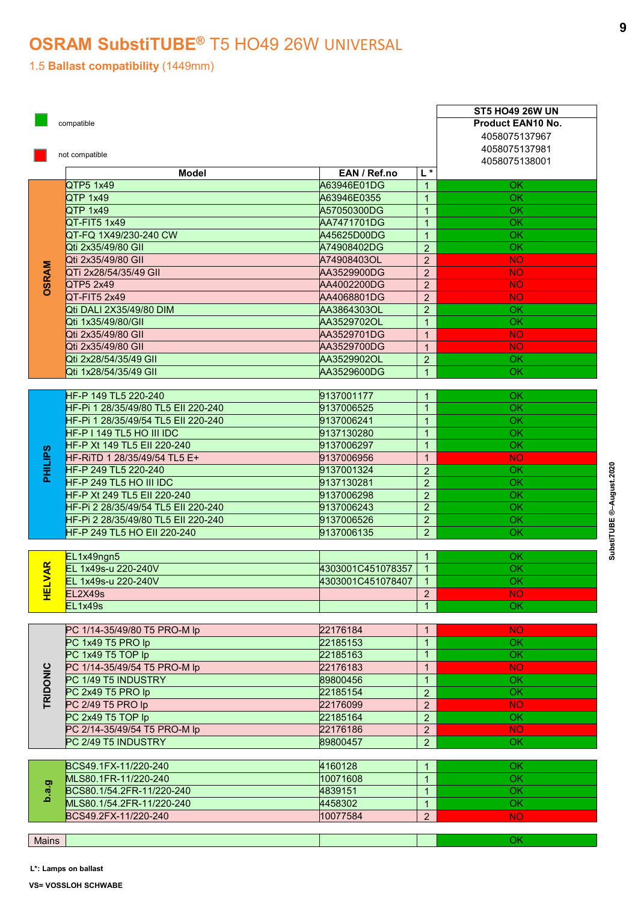# OSRAM SubstiTUBE® T5 HO49 26W UNIVERSAL

## 1.5 **Ballast compatibility** (1449mm)

compatible (green)

not compatible (red)

| Brand | Model | EAN / Ref.no | L * | ST5 HO49 26W UN Product EAN10 No. 4058075137967 4058075137981 4058075138001 |
|---|---|---|---|---|
| OSRAM | QTP5 1x49 | A63946E01DG | 1 | OK |
| OSRAM | QTP 1x49 | A63946E0355 | 1 | OK |
| OSRAM | QTP 1x49 | A57050300DG | 1 | OK |
| OSRAM | QT-FIT5 1x49 | AA7471701DG | 1 | OK |
| OSRAM | QT-FQ 1X49/230-240 CW | A45625D00DG | 1 | OK |
| OSRAM | Qti 2x35/49/80 GII | A74908402DG | 2 | OK |
| OSRAM | Qti 2x35/49/80 GII | A74908403OL | 2 | NO |
| OSRAM | QTi 2x28/54/35/49 GII | AA3529900DG | 2 | NO |
| OSRAM | QTP5 2x49 | AA4002200DG | 2 | NO |
| OSRAM | QT-FIT5 2x49 | AA4068801DG | 2 | NO |
| OSRAM | Qti DALI 2X35/49/80 DIM | AA3864303OL | 2 | OK |
| OSRAM | Qti 1x35/49/80/GII | AA3529702OL | 1 | OK |
| OSRAM | Qti 2x35/49/80 GII | AA3529701DG | 1 | NO |
| OSRAM | Qti 2x35/49/80 GII | AA3529700DG | 1 | NO |
| OSRAM | Qti 2x28/54/35/49 GII | AA3529902OL | 2 | OK |
| OSRAM | Qti 1x28/54/35/49 GII | AA3529600DG | 1 | OK |
| PHILIPS | HF-P 149 TL5 220-240 | 9137001177 | 1 | OK |
| PHILIPS | HF-Pi 1 28/35/49/80 TL5 EII 220-240 | 9137006525 | 1 | OK |
| PHILIPS | HF-Pi 1 28/35/49/54 TL5 EII 220-240 | 9137006241 | 1 | OK |
| PHILIPS | HF-P I 149 TL5 HO III IDC | 9137130280 | 1 | OK |
| PHILIPS | HF-P Xt 149 TL5 EII 220-240 | 9137006297 | 1 | OK |
| PHILIPS | HF-RiTD 1 28/35/49/54 TL5 E+ | 9137006956 | 1 | NO |
| PHILIPS | HF-P 249 TL5 220-240 | 9137001324 | 2 | OK |
| PHILIPS | HF-P 249 TL5 HO III IDC | 9137130281 | 2 | OK |
| PHILIPS | HF-P Xt 249 TL5 EII 220-240 | 9137006298 | 2 | OK |
| PHILIPS | HF-Pi 2 28/35/49/54 TL5 EII 220-240 | 9137006243 | 2 | OK |
| PHILIPS | HF-Pi 2 28/35/49/80 TL5 EII 220-240 | 9137006526 | 2 | OK |
| PHILIPS | HF-P 249 TL5 HO EII 220-240 | 9137006135 | 2 | OK |
| HELVAR | EL1x49ngn5 | | 1 | OK |
| HELVAR | EL 1x49s-u 220-240V | 4303001C451078357 | 1 | OK |
| HELVAR | EL 1x49s-u 220-240V | 4303001C451078407 | 1 | OK |
| HELVAR | EL2X49s | | 2 | NO |
| HELVAR | EL1x49s | | 1 | OK |
| TRIDONIC | PC 1/14-35/49/80 T5 PRO-M lp | 22176184 | 1 | NO |
| TRIDONIC | PC 1x49 T5 PRO lp | 22185153 | 1 | OK |
| TRIDONIC | PC 1x49 T5 TOP lp | 22185163 | 1 | OK |
| TRIDONIC | PC 1/14-35/49/54 T5 PRO-M lp | 22176183 | 1 | NO |
| TRIDONIC | PC 1/49 T5 INDUSTRY | 89800456 | 1 | OK |
| TRIDONIC | PC 2x49 T5 PRO lp | 22185154 | 2 | OK |
| TRIDONIC | PC 2/49 T5 PRO lp | 22176099 | 2 | NO |
| TRIDONIC | PC 2x49 T5 TOP lp | 22185164 | 2 | OK |
| TRIDONIC | PC 2/14-35/49/54 T5 PRO-M lp | 22176186 | 2 | NO |
| TRIDONIC | PC 2/49 T5 INDUSTRY | 89800457 | 2 | OK |
| b.a.g | BCS49.1FX-11/220-240 | 4160128 | 1 | OK |
| b.a.g | MLS80.1FR-11/220-240 | 10071608 | 1 | OK |
| b.a.g | BCS80.1/54.2FR-11/220-240 | 4839151 | 1 | OK |
| b.a.g | MLS80.1/54.2FR-11/220-240 | 4458302 | 1 | OK |
| b.a.g | BCS49.2FX-11/220-240 | 10077584 | 2 | NO |
| Mains | | | | OK |

**L*: Lamps on ballast**

**VS= VOSSLOH SCHWABE**

**SubstiTUBE ®–August.2020**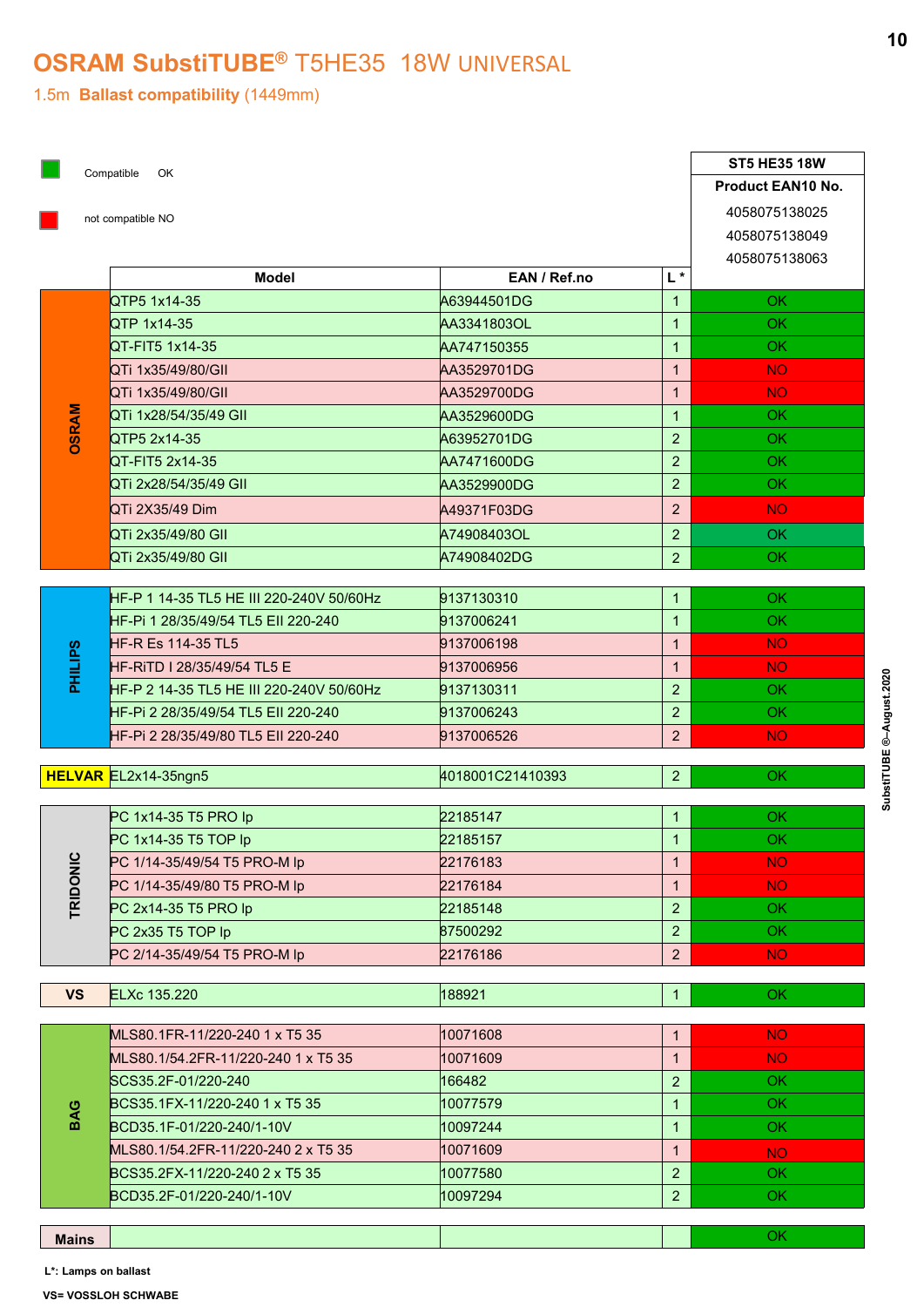# OSRAM SubstiTUBE® T5HE35 18W UNIVERSAL

1.5m **Ballast compatibility** (1449mm)

- Compatible OK
- not compatible NO

| | Model | EAN / Ref.no | L * | ST5 HE35 18W<br>Product EAN10 No.<br>4058075138025<br>4058075138049<br>4058075138063 |
|---|---|---|---|---|
| **OSRAM** | QTP5 1x14-35 | A63944501DG | 1 | OK |
| | QTP 1x14-35 | AA3341803OL | 1 | OK |
| | QT-FIT5 1x14-35 | AA747150355 | 1 | OK |
| | QTi 1x35/49/80/GII | AA3529701DG | 1 | NO |
| | QTi 1x35/49/80/GII | AA3529700DG | 1 | NO |
| | QTi 1x28/54/35/49 GII | AA3529600DG | 1 | OK |
| | QTP5 2x14-35 | A63952701DG | 2 | OK |
| | QT-FIT5 2x14-35 | AA7471600DG | 2 | OK |
| | QTi 2x28/54/35/49 GII | AA3529900DG | 2 | OK |
| | QTi 2X35/49 Dim | A49371F03DG | 2 | NO |
| | QTi 2x35/49/80 GII | A74908403OL | 2 | OK |
| | QTi 2x35/49/80 GII | A74908402DG | 2 | OK |
| **PHILIPS** | HF-P 1 14-35 TL5 HE III 220-240V 50/60Hz | 9137130310 | 1 | OK |
| | HF-Pi 1 28/35/49/54 TL5 EII 220-240 | 9137006241 | 1 | OK |
| | HF-R Es 114-35 TL5 | 9137006198 | 1 | NO |
| | HF-RiTD I 28/35/49/54 TL5 E | 9137006956 | 1 | NO |
| | HF-P 2 14-35 TL5 HE III 220-240V 50/60Hz | 9137130311 | 2 | OK |
| | HF-Pi 2 28/35/49/54 TL5 EII 220-240 | 9137006243 | 2 | OK |
| | HF-Pi 2 28/35/49/80 TL5 EII 220-240 | 9137006526 | 2 | NO |
| **HELVAR** | EL2x14-35ngn5 | 4018001C21410393 | 2 | OK |
| **TRIDONIC** | PC 1x14-35 T5 PRO lp | 22185147 | 1 | OK |
| | PC 1x14-35 T5 TOP lp | 22185157 | 1 | OK |
| | PC 1/14-35/49/54 T5 PRO-M lp | 22176183 | 1 | NO |
| | PC 1/14-35/49/80 T5 PRO-M lp | 22176184 | 1 | NO |
| | PC 2x14-35 T5 PRO lp | 22185148 | 2 | OK |
| | PC 2x35 T5 TOP lp | 87500292 | 2 | OK |
| | PC 2/14-35/49/54 T5 PRO-M lp | 22176186 | 2 | NO |
| **VS** | ELXc 135.220 | 188921 | 1 | OK |
| **BAG** | MLS80.1FR-11/220-240 1 x T5 35 | 10071608 | 1 | NO |
| | MLS80.1/54.2FR-11/220-240 1 x T5 35 | 10071609 | 1 | NO |
| | SCS35.2F-01/220-240 | 166482 | 2 | OK |
| | BCS35.1FX-11/220-240 1 x T5 35 | 10077579 | 1 | OK |
| | BCD35.1F-01/220-240/1-10V | 10097244 | 1 | OK |
| | MLS80.1/54.2FR-11/220-240 2 x T5 35 | 10071609 | 1 | NO |
| | BCS35.2FX-11/220-240 2 x T5 35 | 10077580 | 2 | OK |
| | BCD35.2F-01/220-240/1-10V | 10097294 | 2 | OK |
| **Mains** | | | | OK |

L*: Lamps on ballast

VS= VOSSLOH SCHWABE

SubstiTUBE ®–August.2020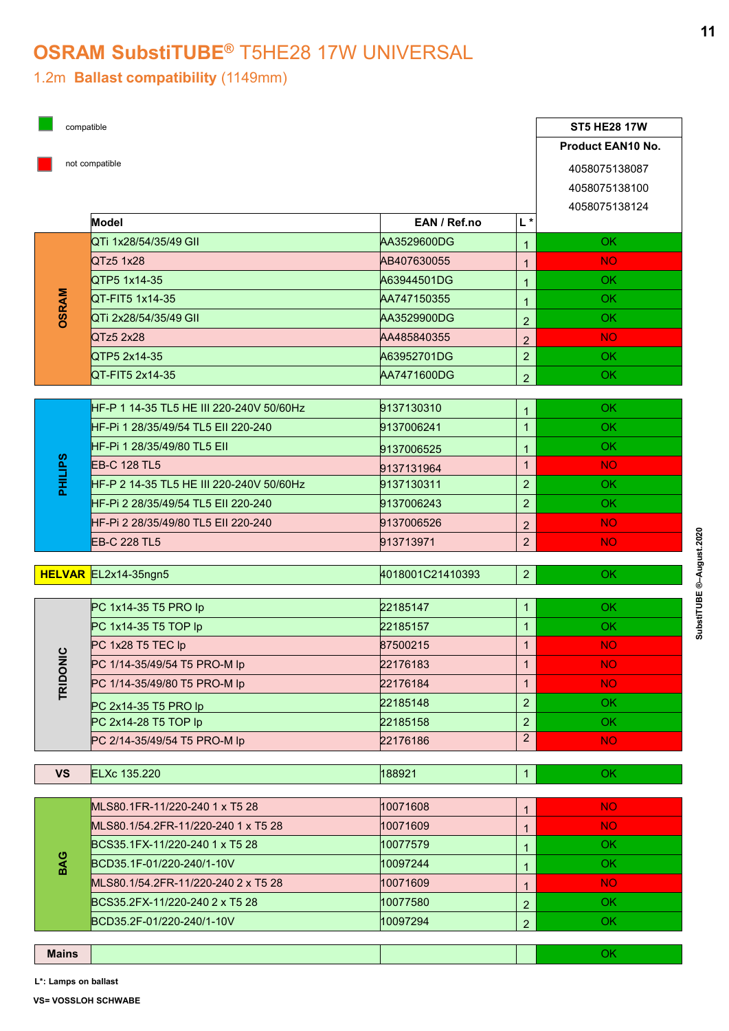# OSRAM SubstiTUBE® T5HE28 17W UNIVERSAL

## 1.2m **Ballast compatibility** (1149mm)

- compatible (green)
- not compatible (red)

ST5 HE28 17W — Product EAN10 No.: 4058075138087, 4058075138100, 4058075138124

| Brand | Model | EAN / Ref.no | L * | ST5 HE28 17W |
|---|---|---|---|---|
| OSRAM | QTi 1x28/54/35/49 GII | AA3529600DG | 1 | OK |
| OSRAM | QTz5 1x28 | AB407630055 | 1 | NO |
| OSRAM | QTP5 1x14-35 | A63944501DG | 1 | OK |
| OSRAM | QT-FIT5 1x14-35 | AA747150355 | 1 | OK |
| OSRAM | QTi 2x28/54/35/49 GII | AA3529900DG | 2 | OK |
| OSRAM | QTz5 2x28 | AA485840355 | 2 | NO |
| OSRAM | QTP5 2x14-35 | A63952701DG | 2 | OK |
| OSRAM | QT-FIT5 2x14-35 | AA7471600DG | 2 | OK |
| PHILIPS | HF-P 1 14-35 TL5 HE III 220-240V 50/60Hz | 9137130310 | 1 | OK |
| PHILIPS | HF-Pi 1 28/35/49/54 TL5 EII 220-240 | 9137006241 | 1 | OK |
| PHILIPS | HF-Pi 1 28/35/49/80 TL5 EII | 9137006525 | 1 | OK |
| PHILIPS | EB-C 128 TL5 | 9137131964 | 1 | NO |
| PHILIPS | HF-P 2 14-35 TL5 HE III 220-240V 50/60Hz | 9137130311 | 2 | OK |
| PHILIPS | HF-Pi 2 28/35/49/54 TL5 EII 220-240 | 9137006243 | 2 | OK |
| PHILIPS | HF-Pi 2 28/35/49/80 TL5 EII 220-240 | 9137006526 | 2 | NO |
| PHILIPS | EB-C 228 TL5 | 913713971 | 2 | NO |
| HELVAR | EL2x14-35ngn5 | 4018001C21410393 | 2 | OK |
| TRIDONIC | PC 1x14-35 T5 PRO lp | 22185147 | 1 | OK |
| TRIDONIC | PC 1x14-35 T5 TOP lp | 22185157 | 1 | OK |
| TRIDONIC | PC 1x28 T5 TEC lp | 87500215 | 1 | NO |
| TRIDONIC | PC 1/14-35/49/54 T5 PRO-M lp | 22176183 | 1 | NO |
| TRIDONIC | PC 1/14-35/49/80 T5 PRO-M lp | 22176184 | 1 | NO |
| TRIDONIC | PC 2x14-35 T5 PRO lp | 22185148 | 2 | OK |
| TRIDONIC | PC 2x14-28 T5 TOP lp | 22185158 | 2 | OK |
| TRIDONIC | PC 2/14-35/49/54 T5 PRO-M lp | 22176186 | 2 | NO |
| VS | ELXc 135.220 | 188921 | 1 | OK |
| BAG | MLS80.1FR-11/220-240 1 x T5 28 | 10071608 | 1 | NO |
| BAG | MLS80.1/54.2FR-11/220-240 1 x T5 28 | 10071609 | 1 | NO |
| BAG | BCS35.1FX-11/220-240 1 x T5 28 | 10077579 | 1 | OK |
| BAG | BCD35.1F-01/220-240/1-10V | 10097244 | 1 | OK |
| BAG | MLS80.1/54.2FR-11/220-240 2 x T5 28 | 10071609 | 1 | NO |
| BAG | BCS35.2FX-11/220-240 2 x T5 28 | 10077580 | 2 | OK |
| BAG | BCD35.2F-01/220-240/1-10V | 10097294 | 2 | OK |
| Mains | | | | OK |

**L\*: Lamps on ballast**

**VS= VOSSLOH SCHWABE**

SubstiTUBE ®–August.2020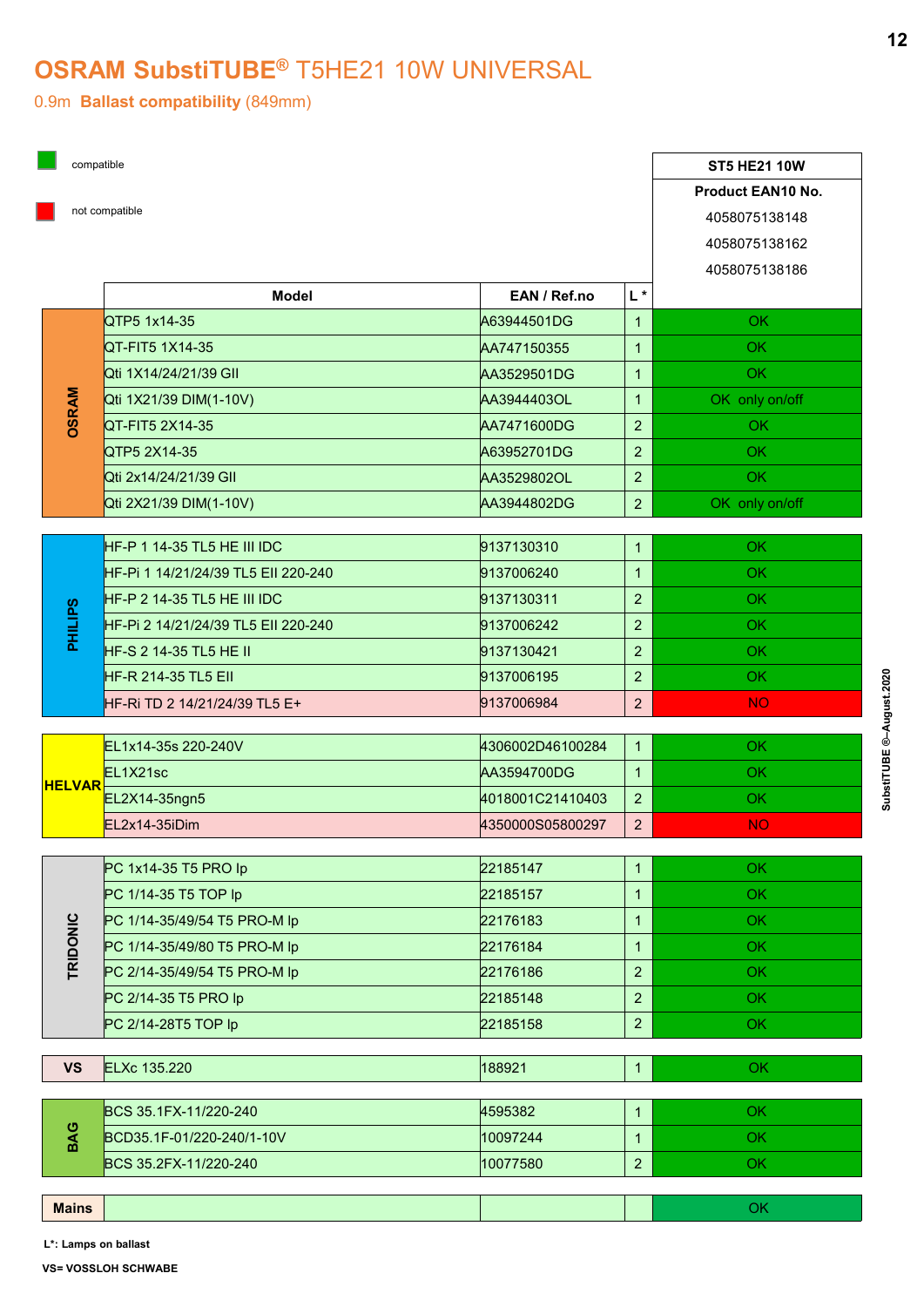# OSRAM SubstiTUBE® T5HE21 10W UNIVERSAL

0.9m **Ballast compatibility** (849mm)

- compatible
- not compatible

| Manufacturer | Model | EAN / Ref.no | L * | ST5 HE21 10W<br>Product EAN10 No.<br>4058075138148<br>4058075138162<br>4058075138186 |
|---|---|---|---|---|
| OSRAM | QTP5 1x14-35 | A63944501DG | 1 | OK |
| OSRAM | QT-FIT5 1X14-35 | AA747150355 | 1 | OK |
| OSRAM | Qti 1X14/24/21/39 GII | AA3529501DG | 1 | OK |
| OSRAM | Qti 1X21/39 DIM(1-10V) | AA3944403OL | 1 | OK only on/off |
| OSRAM | QT-FIT5 2X14-35 | AA7471600DG | 2 | OK |
| OSRAM | QTP5 2X14-35 | A63952701DG | 2 | OK |
| OSRAM | Qti 2x14/24/21/39 GII | AA3529802OL | 2 | OK |
| OSRAM | Qti 2X21/39 DIM(1-10V) | AA3944802DG | 2 | OK only on/off |
| PHILIPS | HF-P 1 14-35 TL5 HE III IDC | 9137130310 | 1 | OK |
| PHILIPS | HF-Pi 1 14/21/24/39 TL5 EII 220-240 | 9137006240 | 1 | OK |
| PHILIPS | HF-P 2 14-35 TL5 HE III IDC | 9137130311 | 2 | OK |
| PHILIPS | HF-Pi 2 14/21/24/39 TL5 EII 220-240 | 9137006242 | 2 | OK |
| PHILIPS | HF-S 2 14-35 TL5 HE II | 9137130421 | 2 | OK |
| PHILIPS | HF-R 214-35 TL5 EII | 9137006195 | 2 | OK |
| PHILIPS | HF-Ri TD 2 14/21/24/39 TL5 E+ | 9137006984 | 2 | NO |
| HELVAR | EL1x14-35s 220-240V | 4306002D46100284 | 1 | OK |
| HELVAR | EL1X21sc | AA3594700DG | 1 | OK |
| HELVAR | EL2X14-35ngn5 | 4018001C21410403 | 2 | OK |
| HELVAR | EL2x14-35iDim | 4350000S05800297 | 2 | NO |
| TRIDONIC | PC 1x14-35 T5 PRO lp | 22185147 | 1 | OK |
| TRIDONIC | PC 1/14-35 T5 TOP lp | 22185157 | 1 | OK |
| TRIDONIC | PC 1/14-35/49/54 T5 PRO-M lp | 22176183 | 1 | OK |
| TRIDONIC | PC 1/14-35/49/80 T5 PRO-M lp | 22176184 | 1 | OK |
| TRIDONIC | PC 2/14-35/49/54 T5 PRO-M lp | 22176186 | 2 | OK |
| TRIDONIC | PC 2/14-35 T5 PRO lp | 22185148 | 2 | OK |
| TRIDONIC | PC 2/14-28T5 TOP lp | 22185158 | 2 | OK |
| VS | ELXc 135.220 | 188921 | 1 | OK |
| BAG | BCS 35.1FX-11/220-240 | 4595382 | 1 | OK |
| BAG | BCD35.1F-01/220-240/1-10V | 10097244 | 1 | OK |
| BAG | BCS 35.2FX-11/220-240 | 10077580 | 2 | OK |
| Mains | | | | OK |

**L*: Lamps on ballast**

**VS= VOSSLOH SCHWABE**

SubstiTUBE ®–August.2020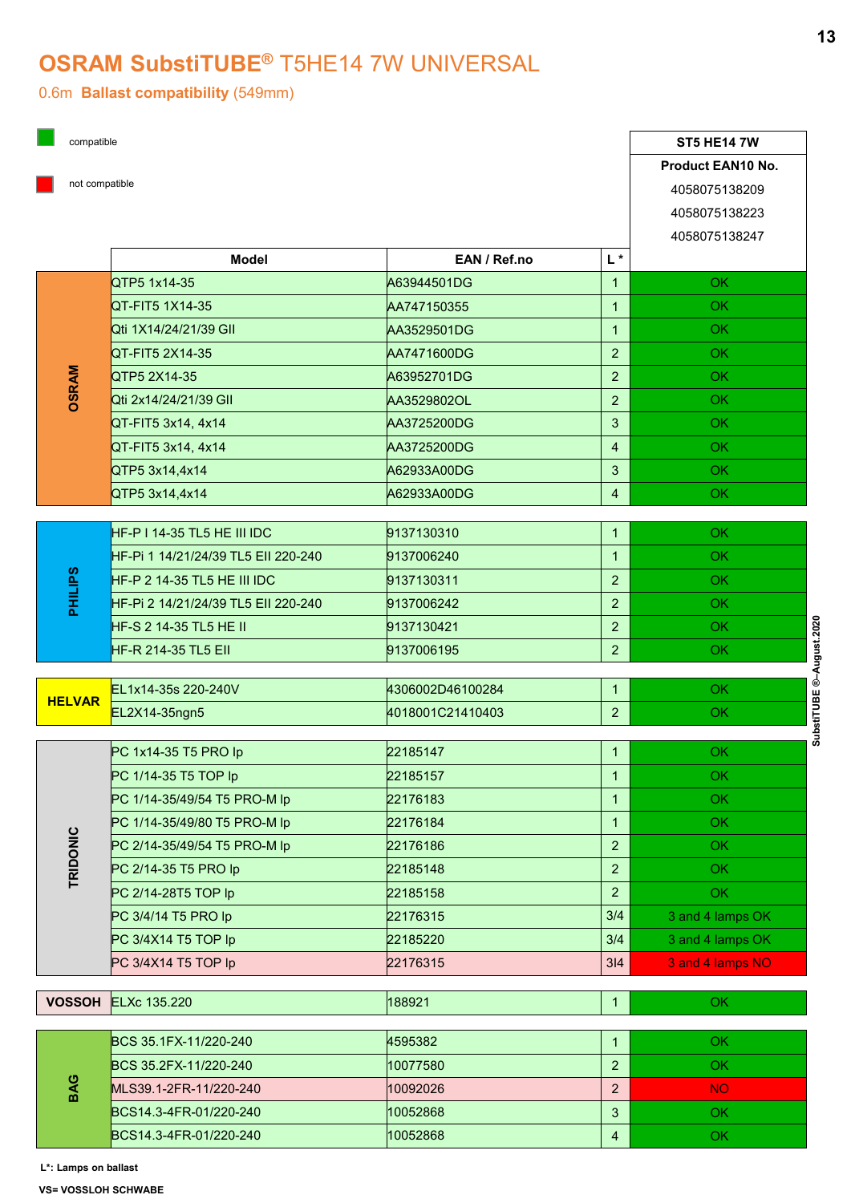# OSRAM SubstiTUBE® T5HE14 7W UNIVERSAL

0.6m **Ballast compatibility** (549mm)

compatible

not compatible

| | Model | EAN / Ref.no | L * | ST5 HE14 7W Product EAN10 No. 4058075138209 4058075138223 4058075138247 |
|---|---|---|---|---|
| OSRAM | QTP5 1x14-35 | A63944501DG | 1 | OK |
| | QT-FIT5 1X14-35 | AA747150355 | 1 | OK |
| | Qti 1X14/24/21/39 GII | AA3529501DG | 1 | OK |
| | QT-FIT5 2X14-35 | AA7471600DG | 2 | OK |
| | QTP5 2X14-35 | A63952701DG | 2 | OK |
| | Qti 2x14/24/21/39 GII | AA3529802OL | 2 | OK |
| | QT-FIT5 3x14, 4x14 | AA3725200DG | 3 | OK |
| | QT-FIT5 3x14, 4x14 | AA3725200DG | 4 | OK |
| | QTP5 3x14,4x14 | A62933A00DG | 3 | OK |
| | QTP5 3x14,4x14 | A62933A00DG | 4 | OK |
| PHILIPS | HF-P I 14-35 TL5 HE III IDC | 9137130310 | 1 | OK |
| | HF-Pi 1 14/21/24/39 TL5 EII 220-240 | 9137006240 | 1 | OK |
| | HF-P 2 14-35 TL5 HE III IDC | 9137130311 | 2 | OK |
| | HF-Pi 2 14/21/24/39 TL5 EII 220-240 | 9137006242 | 2 | OK |
| | HF-S 2 14-35 TL5 HE II | 9137130421 | 2 | OK |
| | HF-R 214-35 TL5 EII | 9137006195 | 2 | OK |
| HELVAR | EL1x14-35s 220-240V | 4306002D46100284 | 1 | OK |
| | EL2X14-35ngn5 | 4018001C21410403 | 2 | OK |
| TRIDONIC | PC 1x14-35 T5 PRO lp | 22185147 | 1 | OK |
| | PC 1/14-35 T5 TOP lp | 22185157 | 1 | OK |
| | PC 1/14-35/49/54 T5 PRO-M lp | 22176183 | 1 | OK |
| | PC 1/14-35/49/80 T5 PRO-M lp | 22176184 | 1 | OK |
| | PC 2/14-35/49/54 T5 PRO-M lp | 22176186 | 2 | OK |
| | PC 2/14-35 T5 PRO lp | 22185148 | 2 | OK |
| | PC 2/14-28T5 TOP lp | 22185158 | 2 | OK |
| | PC 3/4/14 T5 PRO lp | 22176315 | 3/4 | 3 and 4 lamps OK |
| | PC 3/4X14 T5 TOP lp | 22185220 | 3/4 | 3 and 4 lamps OK |
| | PC 3/4X14 T5 TOP lp | 22176315 | 3I4 | 3 and 4 lamps NO |
| VOSSOH | ELXc 135.220 | 188921 | 1 | OK |
| BAG | BCS 35.1FX-11/220-240 | 4595382 | 1 | OK |
| | BCS 35.2FX-11/220-240 | 10077580 | 2 | OK |
| | MLS39.1-2FR-11/220-240 | 10092026 | 2 | NO |
| | BCS14.3-4FR-01/220-240 | 10052868 | 3 | OK |
| | BCS14.3-4FR-01/220-240 | 10052868 | 4 | OK |

**L*: Lamps on ballast**

**VS= VOSSLOH SCHWABE**